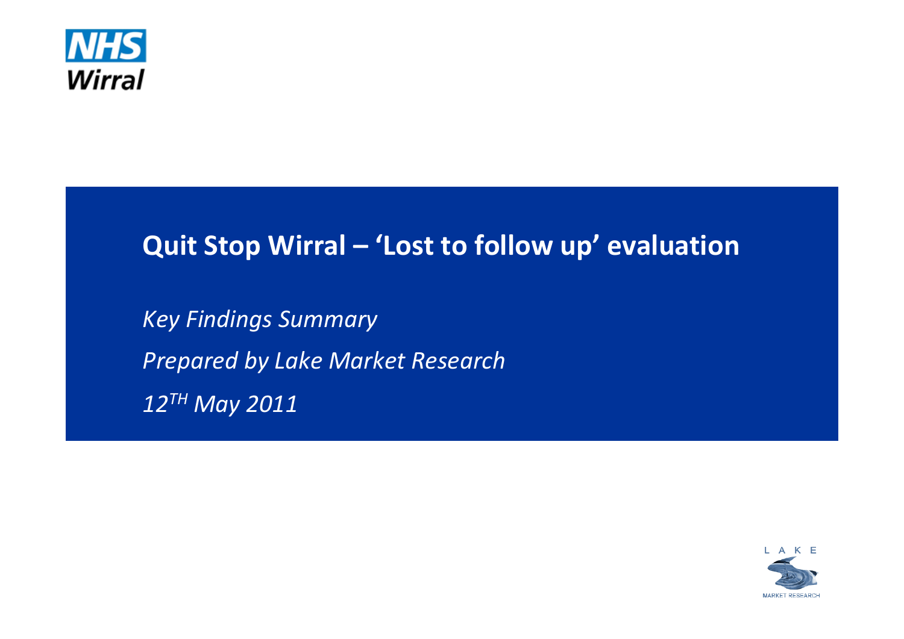NHS
Wirral

# Quit Stop Wirral – 'Lost to follow up' evaluation

*Key Findings Summary*

*Prepared by Lake Market Research*

*12TH May 2011*

LAKE
MARKET RESEARCH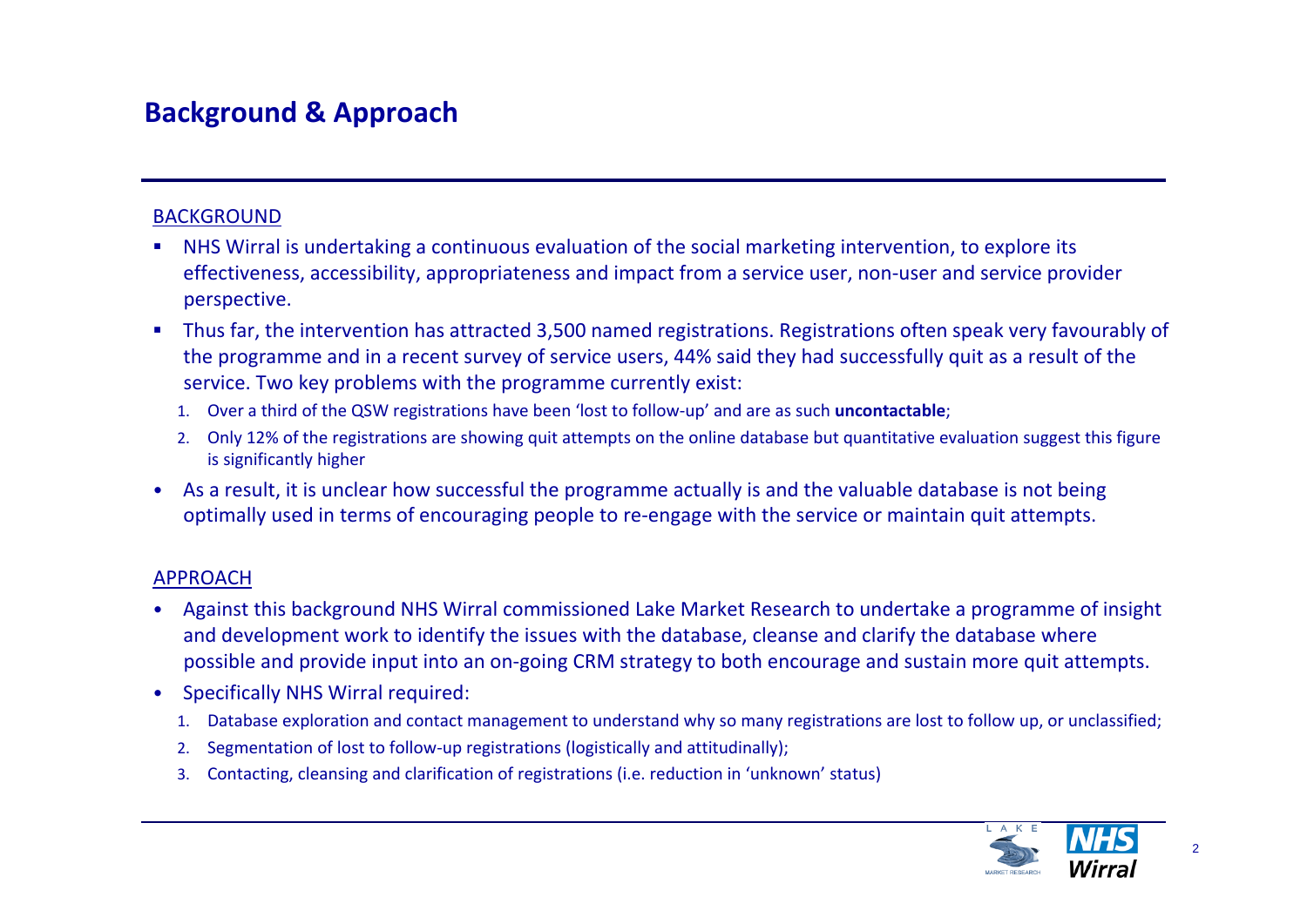# Background & Approach

BACKGROUND

- NHS Wirral is undertaking a continuous evaluation of the social marketing intervention, to explore its effectiveness, accessibility, appropriateness and impact from a service user, non-user and service provider perspective.
- Thus far, the intervention has attracted 3,500 named registrations. Registrations often speak very favourably of the programme and in a recent survey of service users, 44% said they had successfully quit as a result of the service. Two key problems with the programme currently exist:
  1. Over a third of the QSW registrations have been 'lost to follow-up' and are as such **uncontactable**;
  2. Only 12% of the registrations are showing quit attempts on the online database but quantitative evaluation suggest this figure is significantly higher
- As a result, it is unclear how successful the programme actually is and the valuable database is not being optimally used in terms of encouraging people to re-engage with the service or maintain quit attempts.

APPROACH

- Against this background NHS Wirral commissioned Lake Market Research to undertake a programme of insight and development work to identify the issues with the database, cleanse and clarify the database where possible and provide input into an on-going CRM strategy to both encourage and sustain more quit attempts.
- Specifically NHS Wirral required:
  1. Database exploration and contact management to understand why so many registrations are lost to follow up, or unclassified;
  2. Segmentation of lost to follow-up registrations (logistically and attitudinally);
  3. Contacting, cleansing and clarification of registrations (i.e. reduction in 'unknown' status)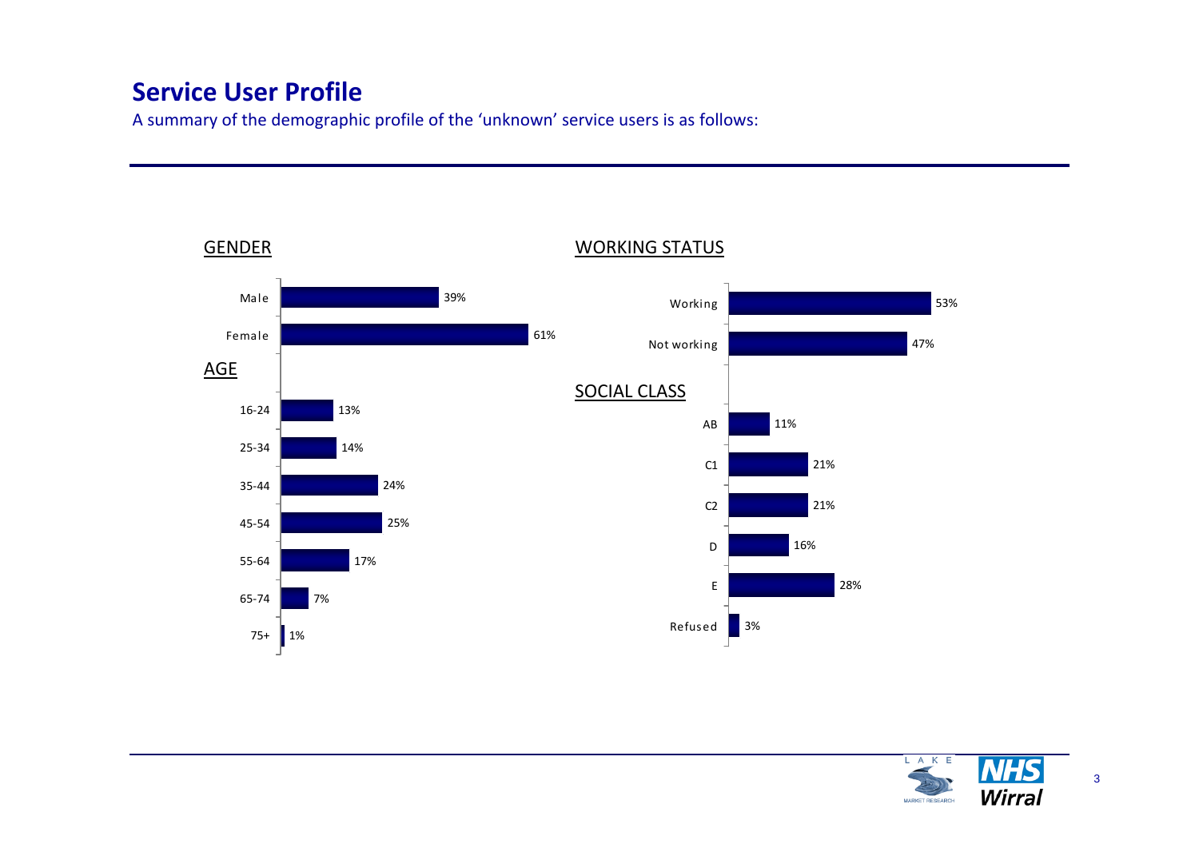## Service User Profile

A summary of the demographic profile of the 'unknown' service users is as follows:

### GENDER

| | % |
|---|---|
| Male | 39% |
| Female | 61% |

### AGE

| | % |
|---|---|
| 16-24 | 13% |
| 25-34 | 14% |
| 35-44 | 24% |
| 45-54 | 25% |
| 55-64 | 17% |
| 65-74 | 7% |
| 75+ | 1% |

### WORKING STATUS

| | % |
|---|---|
| Working | 53% |
| Not working | 47% |

### SOCIAL CLASS

| | % |
|---|---|
| AB | 11% |
| C1 | 21% |
| C2 | 21% |
| D | 16% |
| E | 28% |
| Refused | 3% |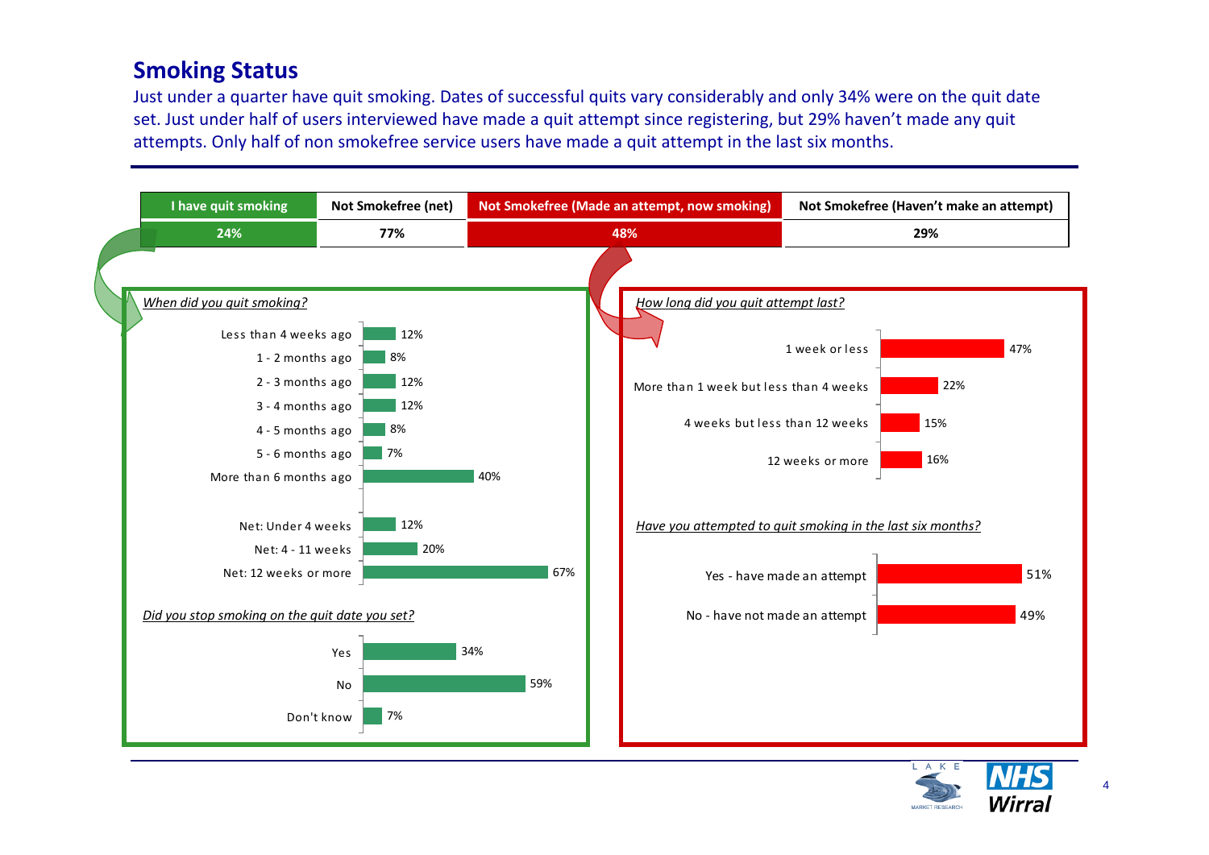## Smoking Status

Just under a quarter have quit smoking. Dates of successful quits vary considerably and only 34% were on the quit date set. Just under half of users interviewed have made a quit attempt since registering, but 29% haven't made any quit attempts. Only half of non smokefree service users have made a quit attempt in the last six months.

| I have quit smoking | Not Smokefree (net) | Not Smokefree (Made an attempt, now smoking) | Not Smokefree (Haven't make an attempt) |
|---|---|---|---|
| 24% | 77% | 48% | 29% |

*When did you quit smoking?*

| Response | % |
|---|---|
| Less than 4 weeks ago | 12% |
| 1 - 2 months ago | 8% |
| 2 - 3 months ago | 12% |
| 3 - 4 months ago | 12% |
| 4 - 5 months ago | 8% |
| 5 - 6 months ago | 7% |
| More than 6 months ago | 40% |
| Net: Under 4 weeks | 12% |
| Net: 4 - 11 weeks | 20% |
| Net: 12 weeks or more | 67% |

*Did you stop smoking on the quit date you set?*

| Response | % |
|---|---|
| Yes | 34% |
| No | 59% |
| Don't know | 7% |

*How long did you quit attempt last?*

| Response | % |
|---|---|
| 1 week or less | 47% |
| More than 1 week but less than 4 weeks | 22% |
| 4 weeks but less than 12 weeks | 15% |
| 12 weeks or more | 16% |

*Have you attempted to quit smoking in the last six months?*

| Response | % |
|---|---|
| Yes - have made an attempt | 51% |
| No - have not made an attempt | 49% |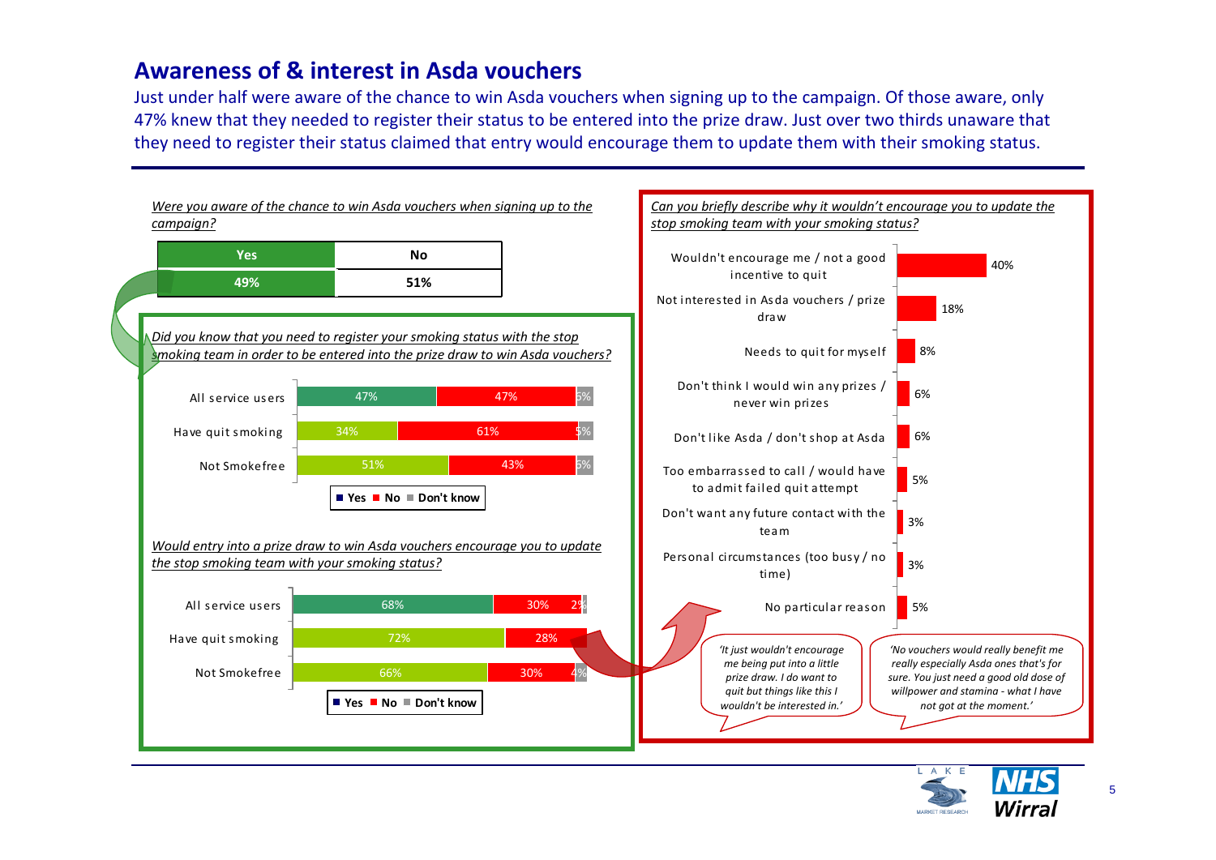## Awareness of & interest in Asda vouchers

Just under half were aware of the chance to win Asda vouchers when signing up to the campaign. Of those aware, only 47% knew that they needed to register their status to be entered into the prize draw. Just over two thirds unaware that they need to register their status claimed that entry would encourage them to update them with their smoking status.

*Were you aware of the chance to win Asda vouchers when signing up to the campaign?*

| Yes | No |
|---|---|
| 49% | 51% |

*Did you know that you need to register your smoking status with the stop smoking team in order to be entered into the prize draw to win Asda vouchers?*

| | Yes | No | Don't know |
|---|---|---|---|
| All service users | 47% | 47% | 5% |
| Have quit smoking | 34% | 61% | 5% |
| Not Smokefree | 51% | 43% | 5% |

*Would entry into a prize draw to win Asda vouchers encourage you to update the stop smoking team with your smoking status?*

| | Yes | No | Don't know |
|---|---|---|---|
| All service users | 68% | 30% | 2% |
| Have quit smoking | 72% | 28% | |
| Not Smokefree | 66% | 30% | 4% |

*Can you briefly describe why it wouldn't encourage you to update the stop smoking team with your smoking status?*

| Reason | % |
|---|---|
| Wouldn't encourage me / not a good incentive to quit | 40% |
| Not interested in Asda vouchers / prize draw | 18% |
| Needs to quit for myself | 8% |
| Don't think I would win any prizes / never win prizes | 6% |
| Don't like Asda / don't shop at Asda | 6% |
| Too embarrassed to call / would have to admit failed quit attempt | 5% |
| Don't want any future contact with the team | 3% |
| Personal circumstances (too busy / no time) | 3% |
| No particular reason | 5% |

*'It just wouldn't encourage me being put into a little prize draw. I do want to quit but things like this I wouldn't be interested in.'*

*'No vouchers would really benefit me really especially Asda ones that's for sure. You just need a good old dose of willpower and stamina - what I have not got at the moment.'*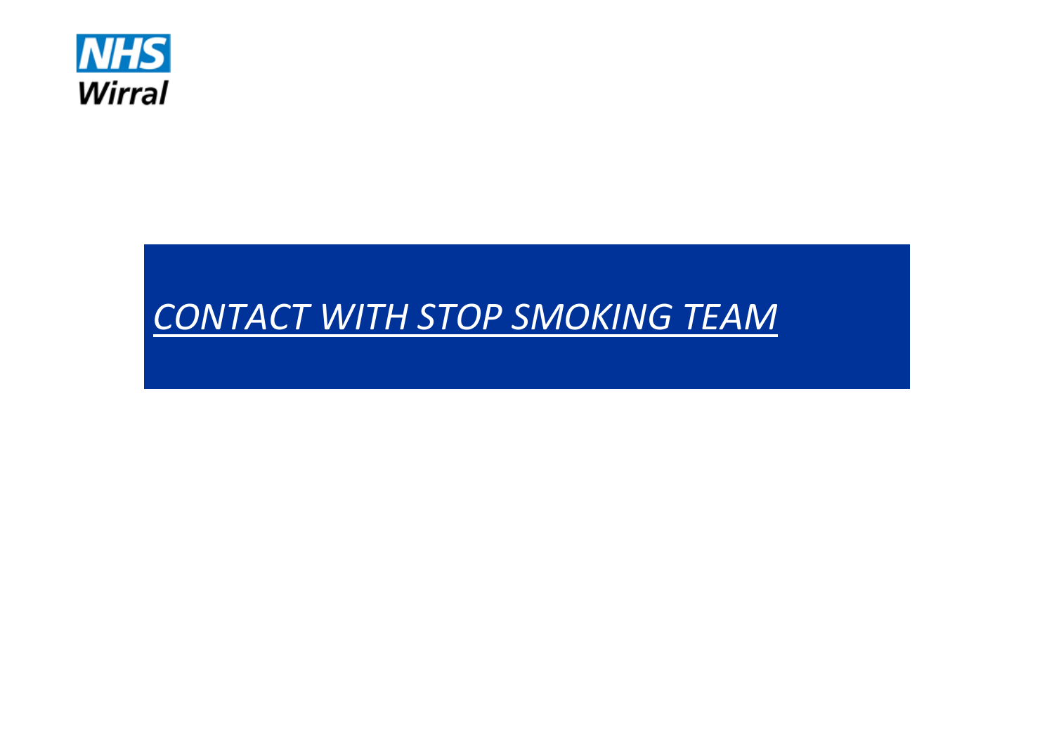NHS
Wirral

# *CONTACT WITH STOP SMOKING TEAM*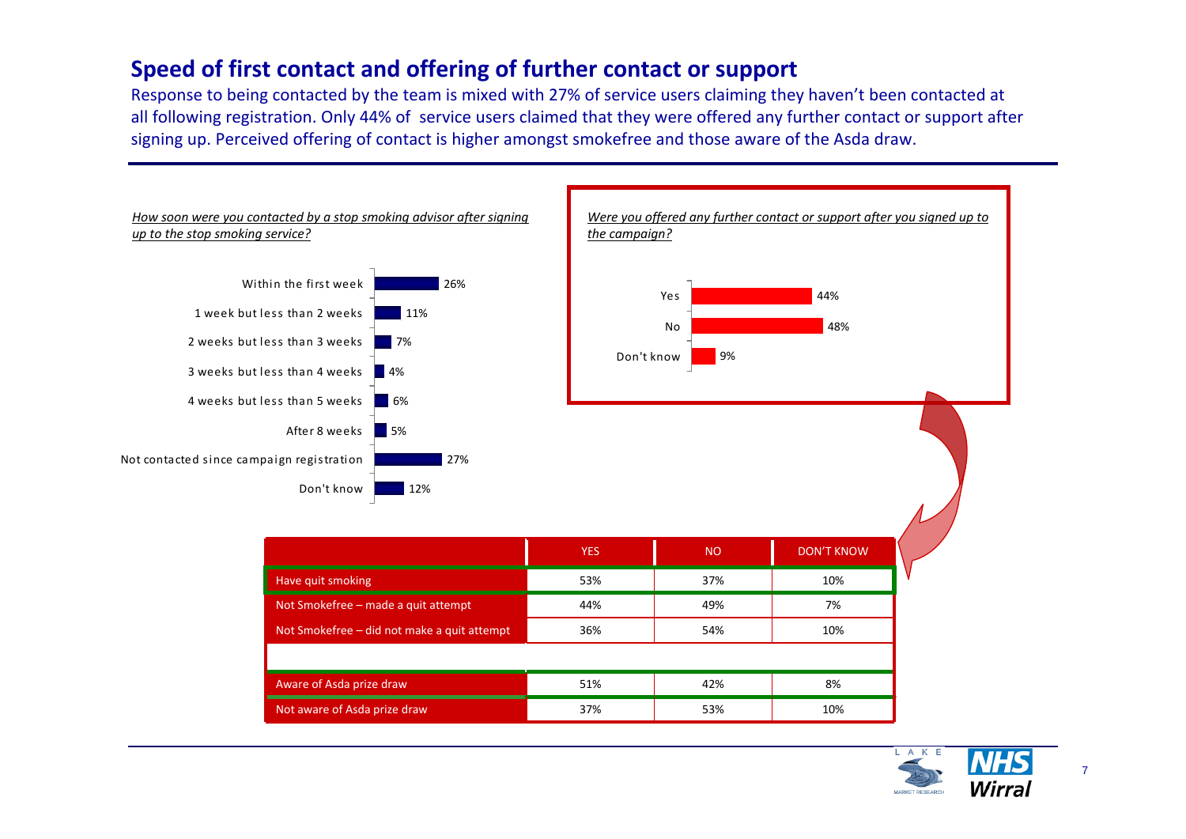## Speed of first contact and offering of further contact or support

Response to being contacted by the team is mixed with 27% of service users claiming they haven't been contacted at all following registration. Only 44% of service users claimed that they were offered any further contact or support after signing up. Perceived offering of contact is higher amongst smokefree and those aware of the Asda draw.

*How soon were you contacted by a stop smoking advisor after signing up to the stop smoking service?*

| Response | % |
|---|---|
| Within the first week | 26% |
| 1 week but less than 2 weeks | 11% |
| 2 weeks but less than 3 weeks | 7% |
| 3 weeks but less than 4 weeks | 4% |
| 4 weeks but less than 5 weeks | 6% |
| After 8 weeks | 5% |
| Not contacted since campaign registration | 27% |
| Don't know | 12% |

*Were you offered any further contact or support after you signed up to the campaign?*

| Response | % |
|---|---|
| Yes | 44% |
| No | 48% |
| Don't know | 9% |

| | YES | NO | DON'T KNOW |
|---|---|---|---|
| Have quit smoking | 53% | 37% | 10% |
| Not Smokefree – made a quit attempt | 44% | 49% | 7% |
| Not Smokefree – did not make a quit attempt | 36% | 54% | 10% |
| | | | |
| Aware of Asda prize draw | 51% | 42% | 8% |
| Not aware of Asda prize draw | 37% | 53% | 10% |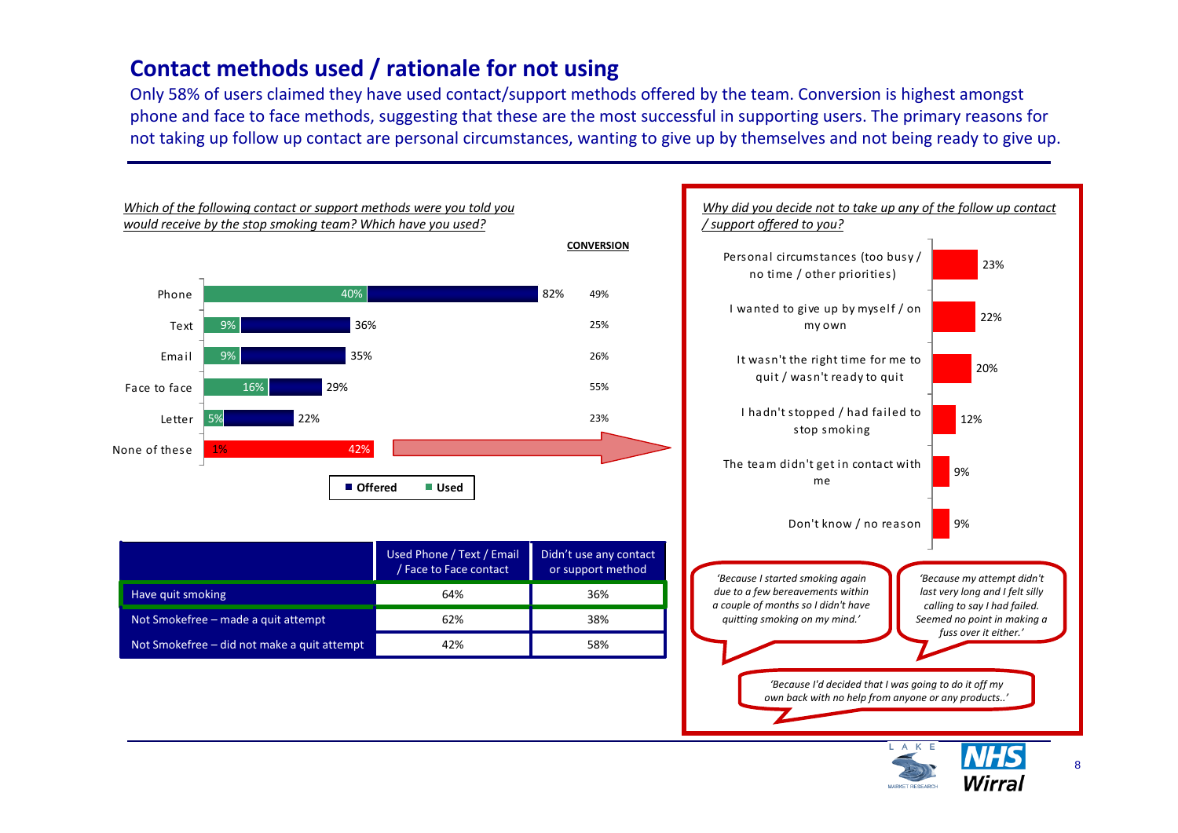## Contact methods used / rationale for not using

Only 58% of users claimed they have used contact/support methods offered by the team. Conversion is highest amongst phone and face to face methods, suggesting that these are the most successful in supporting users. The primary reasons for not taking up follow up contact are personal circumstances, wanting to give up by themselves and not being ready to give up.

*Which of the following contact or support methods were you told you would receive by the stop smoking team? Which have you used?*

| | Used | Offered | CONVERSION |
|---|---|---|---|
| Phone | 40% | 82% | 49% |
| Text | 9% | 36% | 25% |
| Email | 9% | 35% | 26% |
| Face to face | 16% | 29% | 55% |
| Letter | 5% | 22% | 23% |
| None of these | 1% | 42% | |

| | Used Phone / Text / Email / Face to Face contact | Didn't use any contact or support method |
|---|---|---|
| Have quit smoking | 64% | 36% |
| Not Smokefree – made a quit attempt | 62% | 38% |
| Not Smokefree – did not make a quit attempt | 42% | 58% |

*Why did you decide not to take up any of the follow up contact / support offered to you?*

| Reason | % |
|---|---|
| Personal circumstances (too busy / no time / other priorities) | 23% |
| I wanted to give up by myself / on my own | 22% |
| It wasn't the right time for me to quit / wasn't ready to quit | 20% |
| I hadn't stopped / had failed to stop smoking | 12% |
| The team didn't get in contact with me | 9% |
| Don't know / no reason | 9% |

*'Because I started smoking again due to a few bereavements within a couple of months so I didn't have quitting smoking on my mind.'*

*'Because my attempt didn't last very long and I felt silly calling to say I had failed. Seemed no point in making a fuss over it either.'*

*'Because I'd decided that I was going to do it off my own back with no help from anyone or any products..'*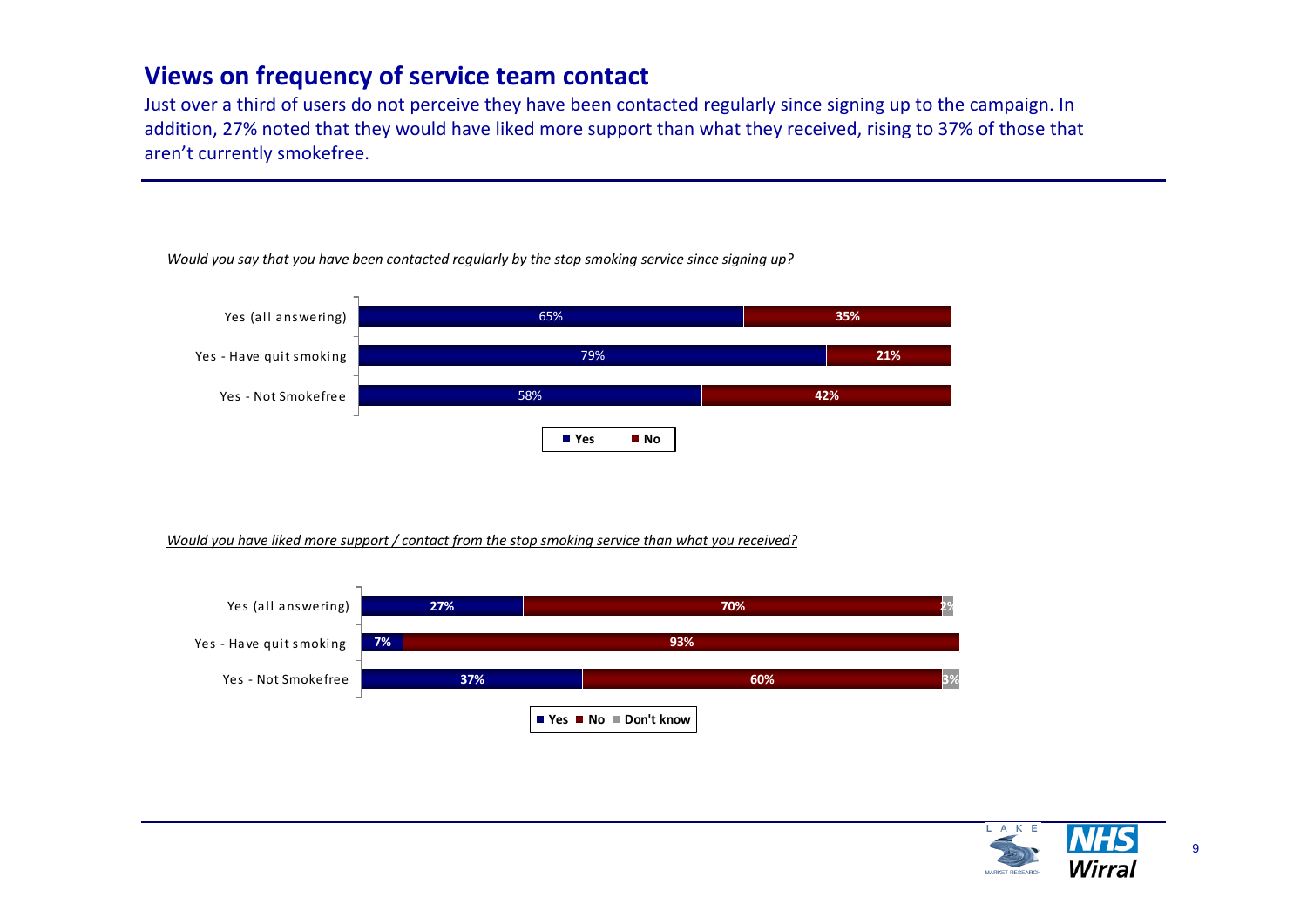# Views on frequency of service team contact

Just over a third of users do not perceive they have been contacted regularly since signing up to the campaign. In addition, 27% noted that they would have liked more support than what they received, rising to 37% of those that aren't currently smokefree.

*Would you say that you have been contacted regularly by the stop smoking service since signing up?*

| | Yes | No |
|---|---|---|
| Yes (all answering) | 65% | 35% |
| Yes - Have quit smoking | 79% | 21% |
| Yes - Not Smokefree | 58% | 42% |

*Would you have liked more support / contact from the stop smoking service than what you received?*

| | Yes | No | Don't know |
|---|---|---|---|
| Yes (all answering) | 27% | 70% | 2% |
| Yes - Have quit smoking | 7% | 93% | |
| Yes - Not Smokefree | 37% | 60% | 3% |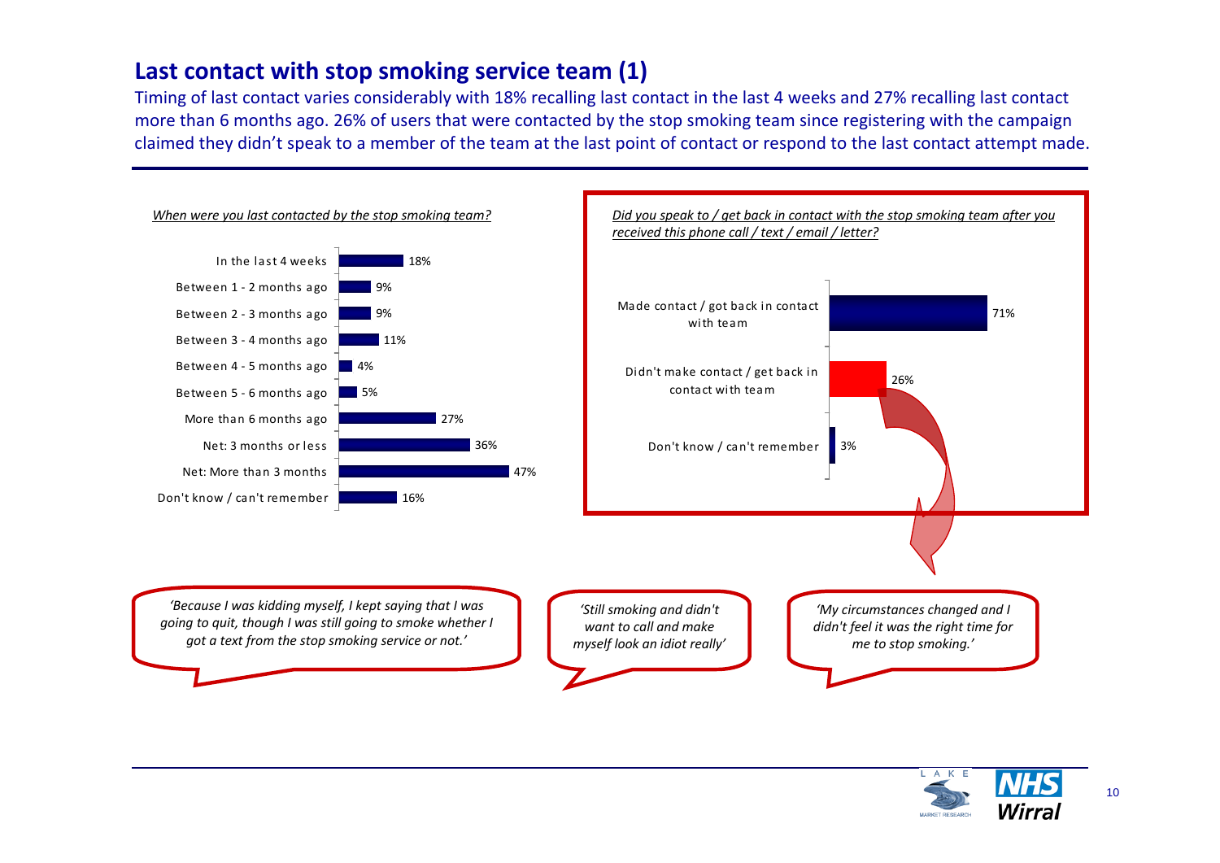## Last contact with stop smoking service team (1)

Timing of last contact varies considerably with 18% recalling last contact in the last 4 weeks and 27% recalling last contact more than 6 months ago. 26% of users that were contacted by the stop smoking team since registering with the campaign claimed they didn't speak to a member of the team at the last point of contact or respond to the last contact attempt made.

*When were you last contacted by the stop smoking team?*

| Response | % |
|---|---|
| In the last 4 weeks | 18% |
| Between 1 - 2 months ago | 9% |
| Between 2 - 3 months ago | 9% |
| Between 3 - 4 months ago | 11% |
| Between 4 - 5 months ago | 4% |
| Between 5 - 6 months ago | 5% |
| More than 6 months ago | 27% |
| Net: 3 months or less | 36% |
| Net: More than 3 months | 47% |
| Don't know / can't remember | 16% |

*Did you speak to / get back in contact with the stop smoking team after you received this phone call / text / email / letter?*

| Response | % |
|---|---|
| Made contact / got back in contact with team | 71% |
| Didn't make contact / get back in contact with team | 26% |
| Don't know / can't remember | 3% |

*'Because I was kidding myself, I kept saying that I was going to quit, though I was still going to smoke whether I got a text from the stop smoking service or not.'*

*'Still smoking and didn't want to call and make myself look an idiot really'*

*'My circumstances changed and I didn't feel it was the right time for me to stop smoking.'*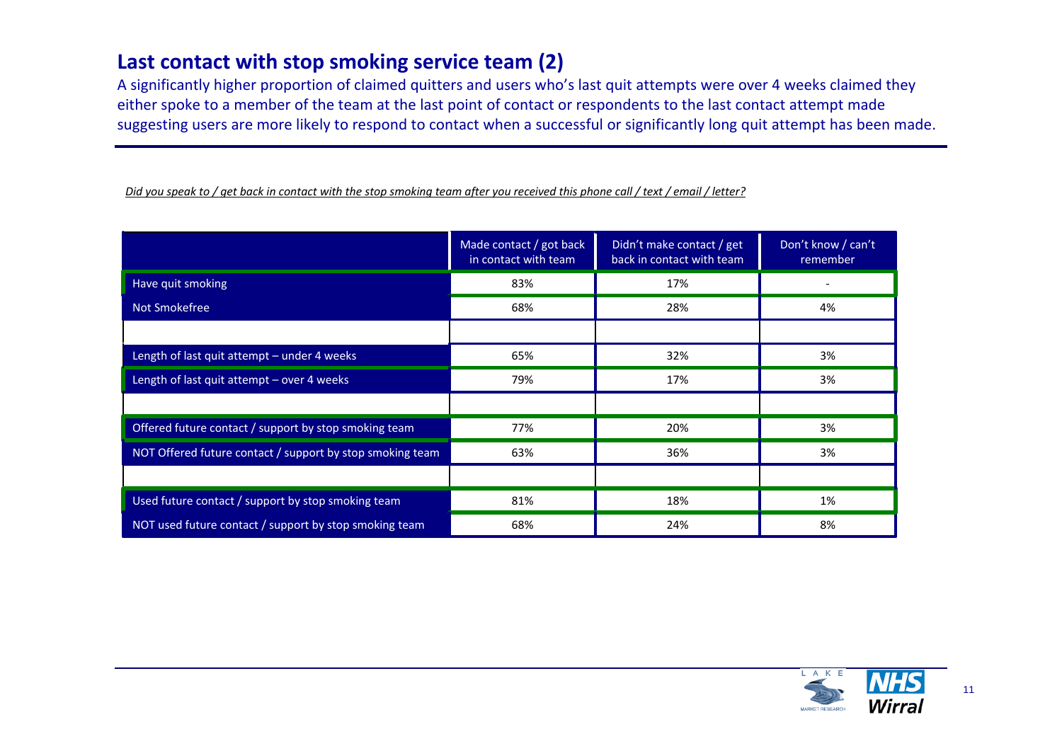## Last contact with stop smoking service team (2)

A significantly higher proportion of claimed quitters and users who's last quit attempts were over 4 weeks claimed they either spoke to a member of the team at the last point of contact or respondents to the last contact attempt made suggesting users are more likely to respond to contact when a successful or significantly long quit attempt has been made.

*Did you speak to / get back in contact with the stop smoking team after you received this phone call / text / email / letter?*

| | Made contact / got back in contact with team | Didn't make contact / get back in contact with team | Don't know / can't remember |
|---|---|---|---|
| Have quit smoking | 83% | 17% | - |
| Not Smokefree | 68% | 28% | 4% |
| | | | |
| Length of last quit attempt – under 4 weeks | 65% | 32% | 3% |
| Length of last quit attempt – over 4 weeks | 79% | 17% | 3% |
| | | | |
| Offered future contact / support by stop smoking team | 77% | 20% | 3% |
| NOT Offered future contact / support by stop smoking team | 63% | 36% | 3% |
| | | | |
| Used future contact / support by stop smoking team | 81% | 18% | 1% |
| NOT used future contact / support by stop smoking team | 68% | 24% | 8% |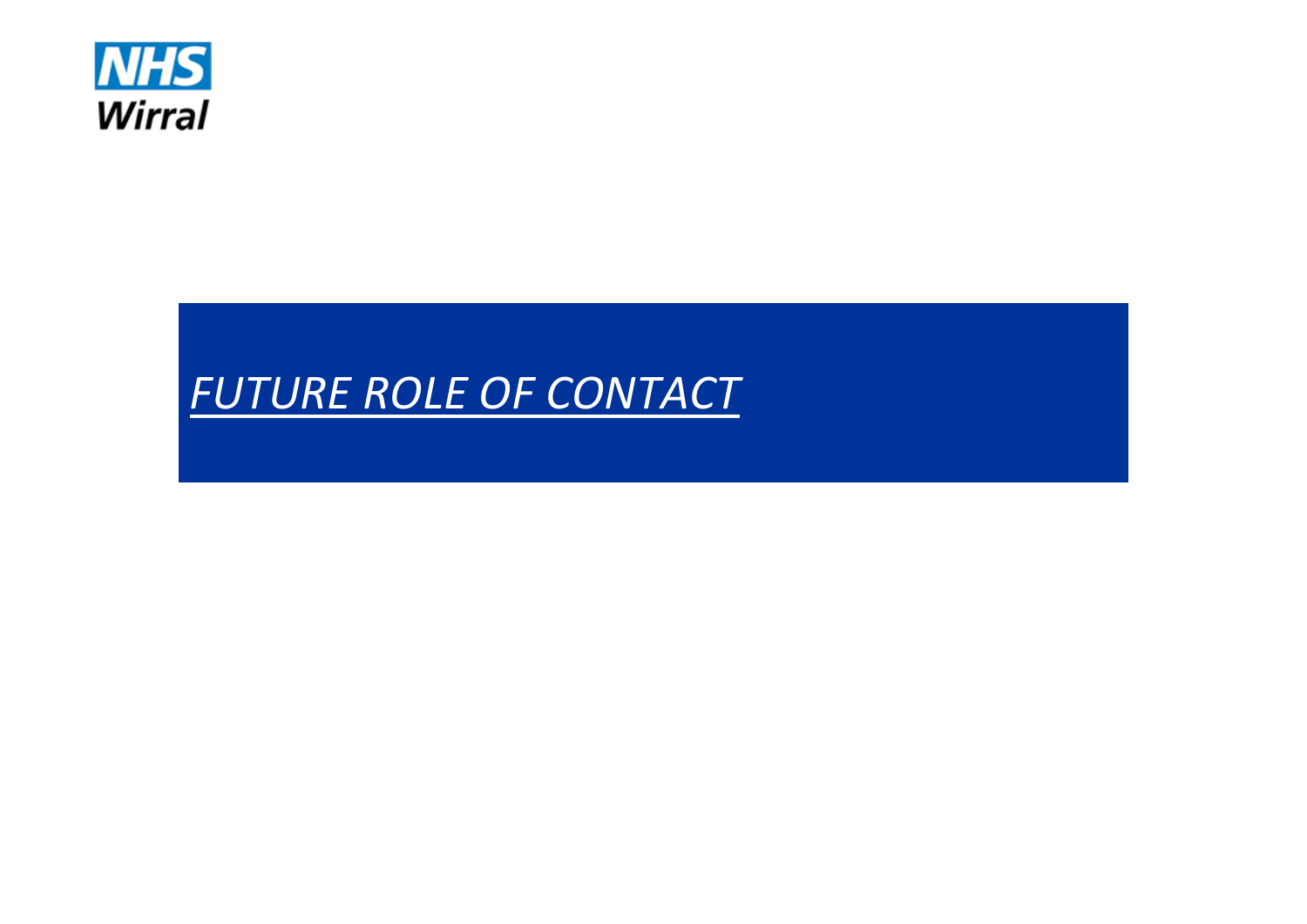NHS
Wirral

# *FUTURE ROLE OF CONTACT*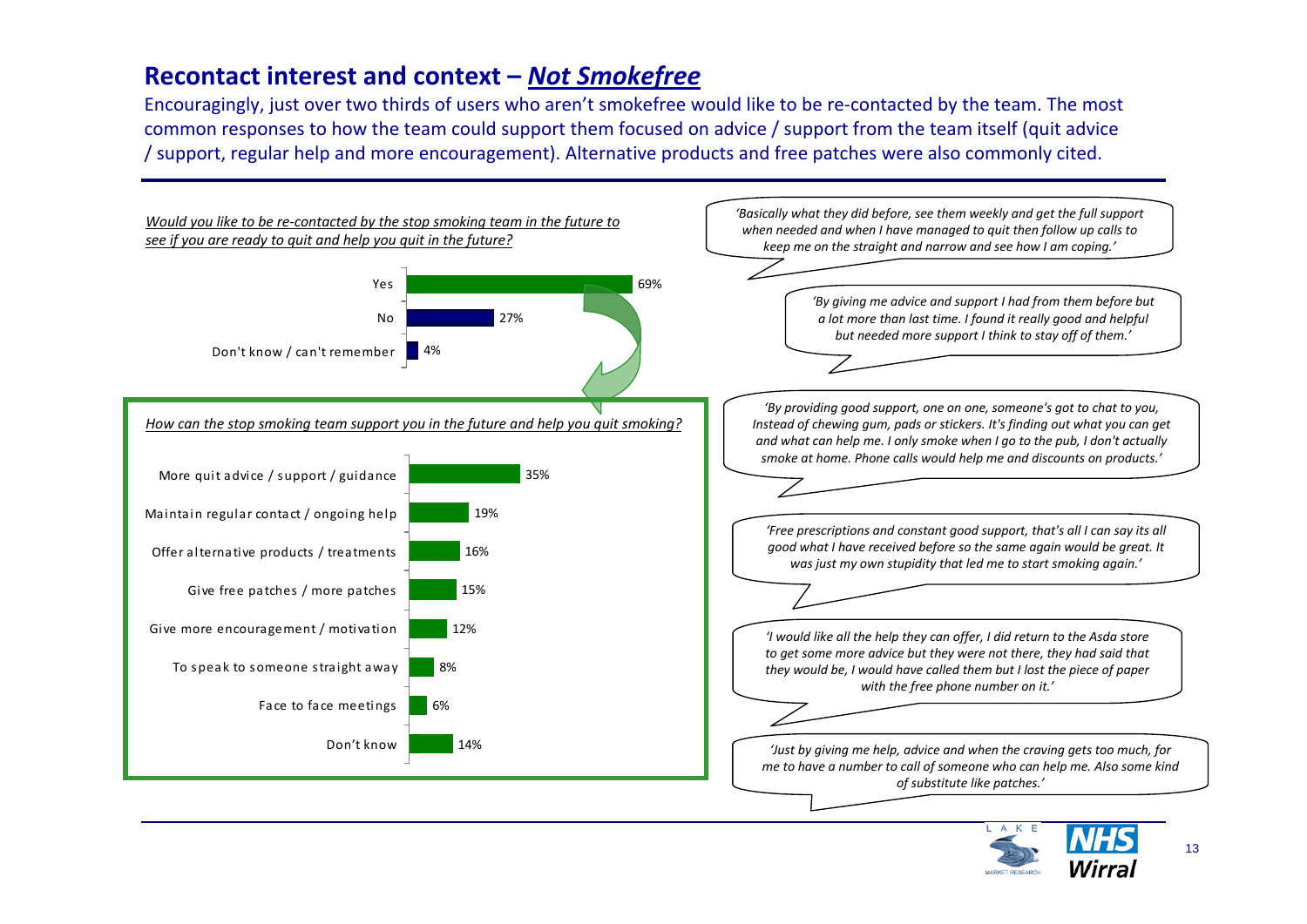## Recontact interest and context – *Not Smokefree*

Encouragingly, just over two thirds of users who aren't smokefree would like to be re-contacted by the team. The most common responses to how the team could support them focused on advice / support from the team itself (quit advice / support, regular help and more encouragement). Alternative products and free patches were also commonly cited.

*Would you like to be re-contacted by the stop smoking team in the future to see if you are ready to quit and help you quit in the future?*

| Response | % |
|---|---|
| Yes | 69% |
| No | 27% |
| Don't know / can't remember | 4% |

*How can the stop smoking team support you in the future and help you quit smoking?*

| Response | % |
|---|---|
| More quit advice / support / guidance | 35% |
| Maintain regular contact / ongoing help | 19% |
| Offer alternative products / treatments | 16% |
| Give free patches / more patches | 15% |
| Give more encouragement / motivation | 12% |
| To speak to someone straight away | 8% |
| Face to face meetings | 6% |
| Don't know | 14% |

*'Basically what they did before, see them weekly and get the full support when needed and when I have managed to quit then follow up calls to keep me on the straight and narrow and see how I am coping.'*

*'By giving me advice and support I had from them before but a lot more than last time. I found it really good and helpful but needed more support I think to stay off of them.'*

*'By providing good support, one on one, someone's got to chat to you, Instead of chewing gum, pads or stickers. It's finding out what you can get and what can help me. I only smoke when I go to the pub, I don't actually smoke at home. Phone calls would help me and discounts on products.'*

*'Free prescriptions and constant good support, that's all I can say its all good what I have received before so the same again would be great. It was just my own stupidity that led me to start smoking again.'*

*'I would like all the help they can offer, I did return to the Asda store to get some more advice but they were not there, they had said that they would be, I would have called them but I lost the piece of paper with the free phone number on it.'*

*'Just by giving me help, advice and when the craving gets too much, for me to have a number to call of someone who can help me. Also some kind of substitute like patches.'*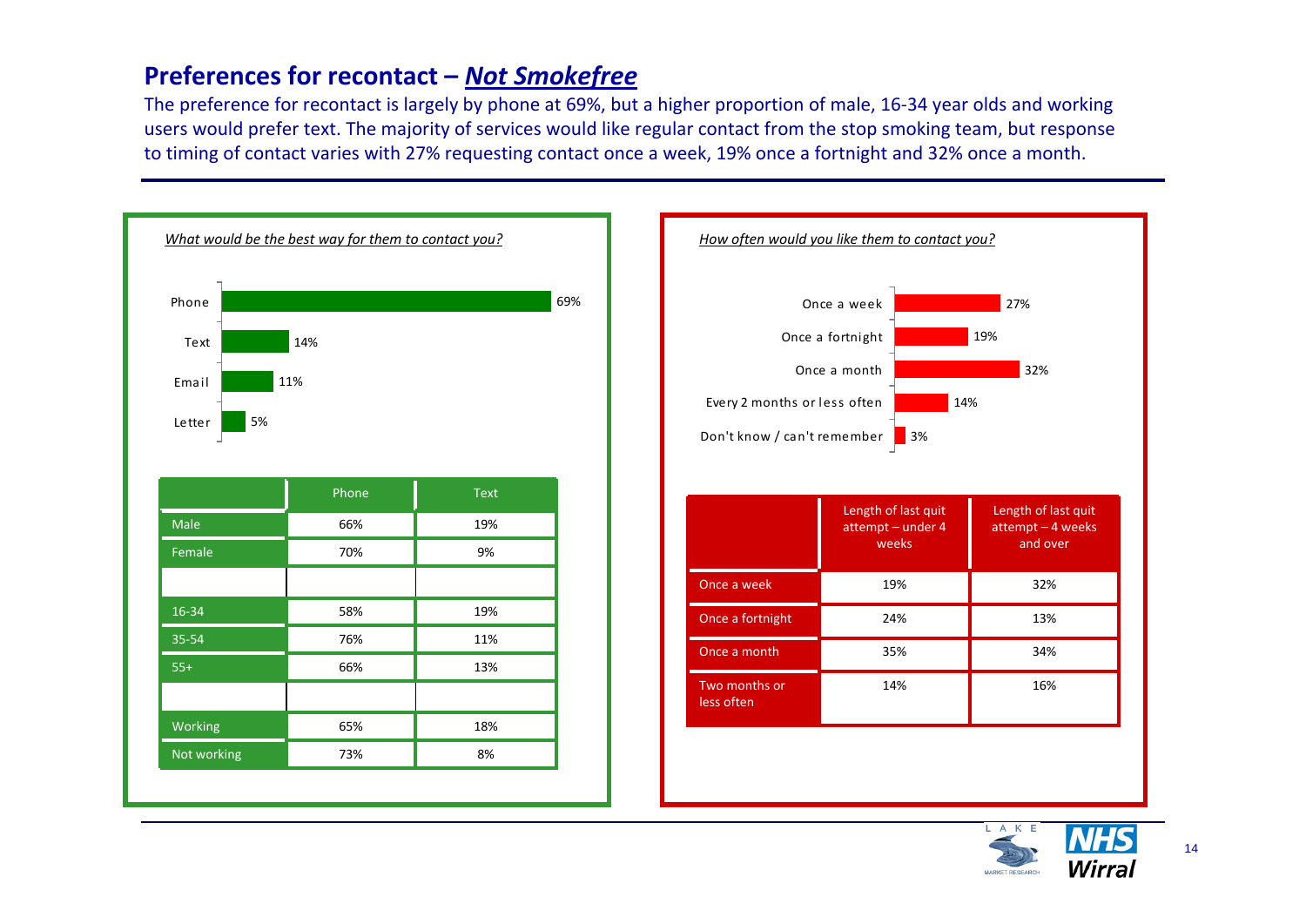## Preferences for recontact – ***Not Smokefree***

The preference for recontact is largely by phone at 69%, but a higher proportion of male, 16-34 year olds and working users would prefer text. The majority of services would like regular contact from the stop smoking team, but response to timing of contact varies with 27% requesting contact once a week, 19% once a fortnight and 32% once a month.

*What would be the best way for them to contact you?*

| Method | % |
|---|---|
| Phone | 69% |
| Text | 14% |
| Email | 11% |
| Letter | 5% |

| | Phone | Text |
|---|---|---|
| Male | 66% | 19% |
| Female | 70% | 9% |
| | | |
| 16-34 | 58% | 19% |
| 35-54 | 76% | 11% |
| 55+ | 66% | 13% |
| | | |
| Working | 65% | 18% |
| Not working | 73% | 8% |

*How often would you like them to contact you?*

| Frequency | % |
|---|---|
| Once a week | 27% |
| Once a fortnight | 19% |
| Once a month | 32% |
| Every 2 months or less often | 14% |
| Don't know / can't remember | 3% |

| | Length of last quit attempt – under 4 weeks | Length of last quit attempt – 4 weeks and over |
|---|---|---|
| Once a week | 19% | 32% |
| Once a fortnight | 24% | 13% |
| Once a month | 35% | 34% |
| Two months or less often | 14% | 16% |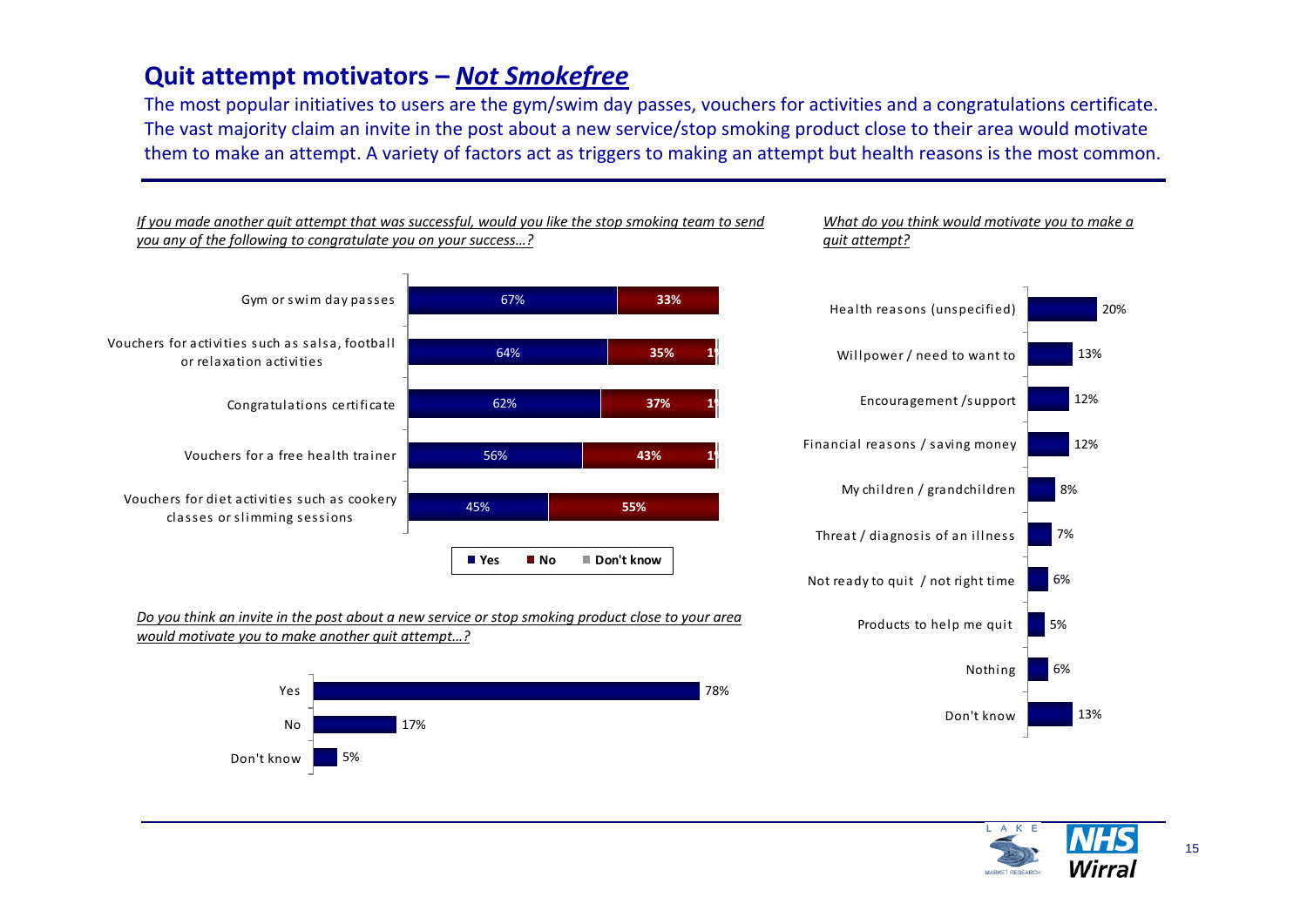# Quit attempt motivators – *Not Smokefree*

The most popular initiatives to users are the gym/swim day passes, vouchers for activities and a congratulations certificate. The vast majority claim an invite in the post about a new service/stop smoking product close to their area would motivate them to make an attempt. A variety of factors act as triggers to making an attempt but health reasons is the most common.

*If you made another quit attempt that was successful, would you like the stop smoking team to send you any of the following to congratulate you on your success…?*

| | Yes | No | Don't know |
|---|---|---|---|
| Gym or swim day passes | 67% | 33% | |
| Vouchers for activities such as salsa, football or relaxation activities | 64% | 35% | 1% |
| Congratulations certificate | 62% | 37% | 1% |
| Vouchers for a free health trainer | 56% | 43% | 1% |
| Vouchers for diet activities such as cookery classes or slimming sessions | 45% | 55% | |

*Do you think an invite in the post about a new service or stop smoking product close to your area would motivate you to make another quit attempt…?*

| | % |
|---|---|
| Yes | 78% |
| No | 17% |
| Don't know | 5% |

*What do you think would motivate you to make a quit attempt?*

| | % |
|---|---|
| Health reasons (unspecified) | 20% |
| Willpower / need to want to | 13% |
| Encouragement /support | 12% |
| Financial reasons / saving money | 12% |
| My children / grandchildren | 8% |
| Threat / diagnosis of an illness | 7% |
| Not ready to quit / not right time | 6% |
| Products to help me quit | 5% |
| Nothing | 6% |
| Don't know | 13% |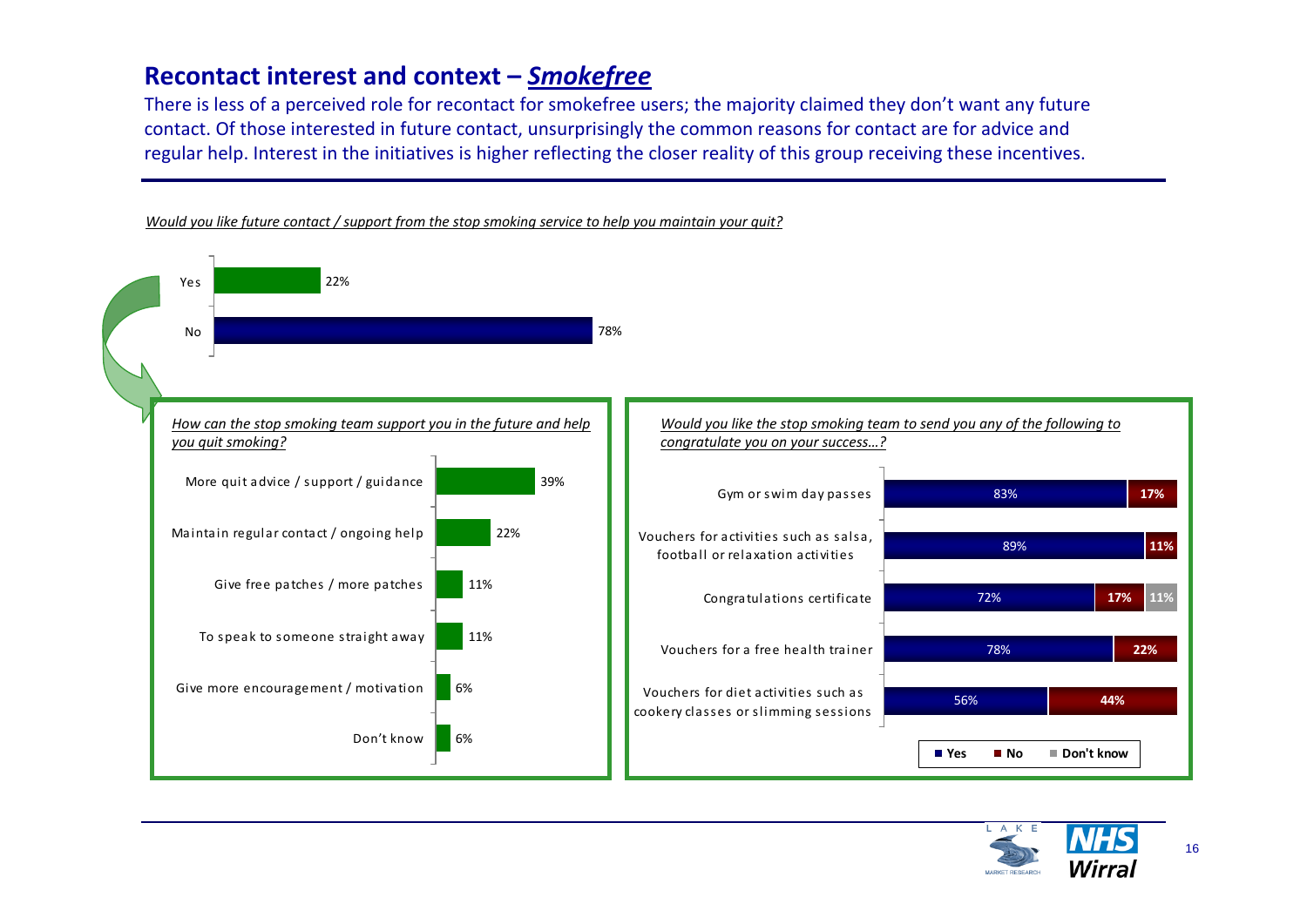## Recontact interest and context – ***Smokefree***

There is less of a perceived role for recontact for smokefree users; the majority claimed they don't want any future contact. Of those interested in future contact, unsurprisingly the common reasons for contact are for advice and regular help. Interest in the initiatives is higher reflecting the closer reality of this group receiving these incentives.

*Would you like future contact / support from the stop smoking service to help you maintain your quit?*

| Response | % |
|---|---|
| Yes | 22% |
| No | 78% |

*How can the stop smoking team support you in the future and help you quit smoking?*

| Response | % |
|---|---|
| More quit advice / support / guidance | 39% |
| Maintain regular contact / ongoing help | 22% |
| Give free patches / more patches | 11% |
| To speak to someone straight away | 11% |
| Give more encouragement / motivation | 6% |
| Don't know | 6% |

*Would you like the stop smoking team to send you any of the following to congratulate you on your success…?*

| Item | Yes | No | Don't know |
|---|---|---|---|
| Gym or swim day passes | 83% | 17% | |
| Vouchers for activities such as salsa, football or relaxation activities | 89% | 11% | |
| Congratulations certificate | 72% | 17% | 11% |
| Vouchers for a free health trainer | 78% | 22% | |
| Vouchers for diet activities such as cookery classes or slimming sessions | 56% | 44% | |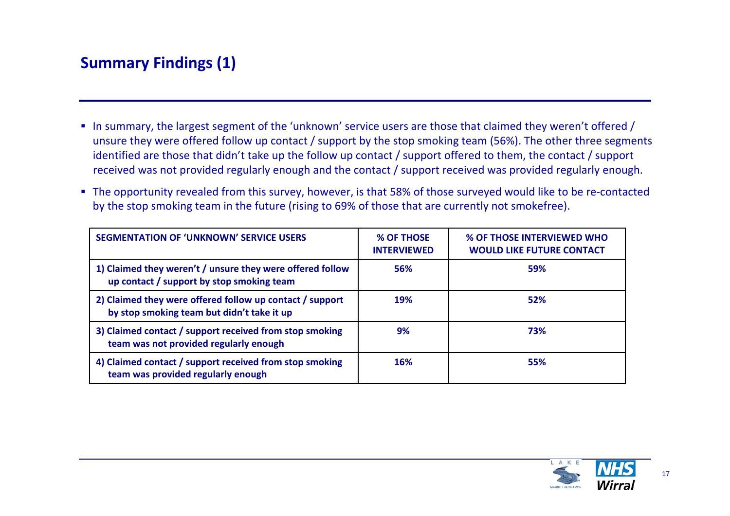## Summary Findings (1)

- In summary, the largest segment of the 'unknown' service users are those that claimed they weren't offered / unsure they were offered follow up contact / support by the stop smoking team (56%). The other three segments identified are those that didn't take up the follow up contact / support offered to them, the contact / support received was not provided regularly enough and the contact / support received was provided regularly enough.
- The opportunity revealed from this survey, however, is that 58% of those surveyed would like to be re-contacted by the stop smoking team in the future (rising to 69% of those that are currently not smokefree).

| SEGMENTATION OF 'UNKNOWN' SERVICE USERS | % OF THOSE INTERVIEWED | % OF THOSE INTERVIEWED WHO WOULD LIKE FUTURE CONTACT |
|---|---|---|
| **1) Claimed they weren't / unsure they were offered follow up contact / support by stop smoking team** | **56%** | **59%** |
| **2) Claimed they were offered follow up contact / support by stop smoking team but didn't take it up** | **19%** | **52%** |
| **3) Claimed contact / support received from stop smoking team was not provided regularly enough** | **9%** | **73%** |
| **4) Claimed contact / support received from stop smoking team was provided regularly enough** | **16%** | **55%** |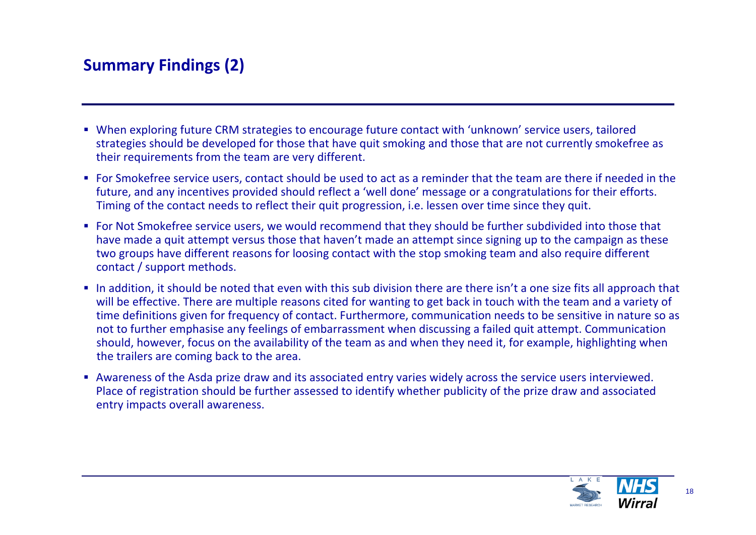## Summary Findings (2)

- When exploring future CRM strategies to encourage future contact with 'unknown' service users, tailored strategies should be developed for those that have quit smoking and those that are not currently smokefree as their requirements from the team are very different.
- For Smokefree service users, contact should be used to act as a reminder that the team are there if needed in the future, and any incentives provided should reflect a 'well done' message or a congratulations for their efforts. Timing of the contact needs to reflect their quit progression, i.e. lessen over time since they quit.
- For Not Smokefree service users, we would recommend that they should be further subdivided into those that have made a quit attempt versus those that haven't made an attempt since signing up to the campaign as these two groups have different reasons for loosing contact with the stop smoking team and also require different contact / support methods.
- In addition, it should be noted that even with this sub division there are there isn't a one size fits all approach that will be effective. There are multiple reasons cited for wanting to get back in touch with the team and a variety of time definitions given for frequency of contact. Furthermore, communication needs to be sensitive in nature so as not to further emphasise any feelings of embarrassment when discussing a failed quit attempt. Communication should, however, focus on the availability of the team as and when they need it, for example, highlighting when the trailers are coming back to the area.
- Awareness of the Asda prize draw and its associated entry varies widely across the service users interviewed. Place of registration should be further assessed to identify whether publicity of the prize draw and associated entry impacts overall awareness.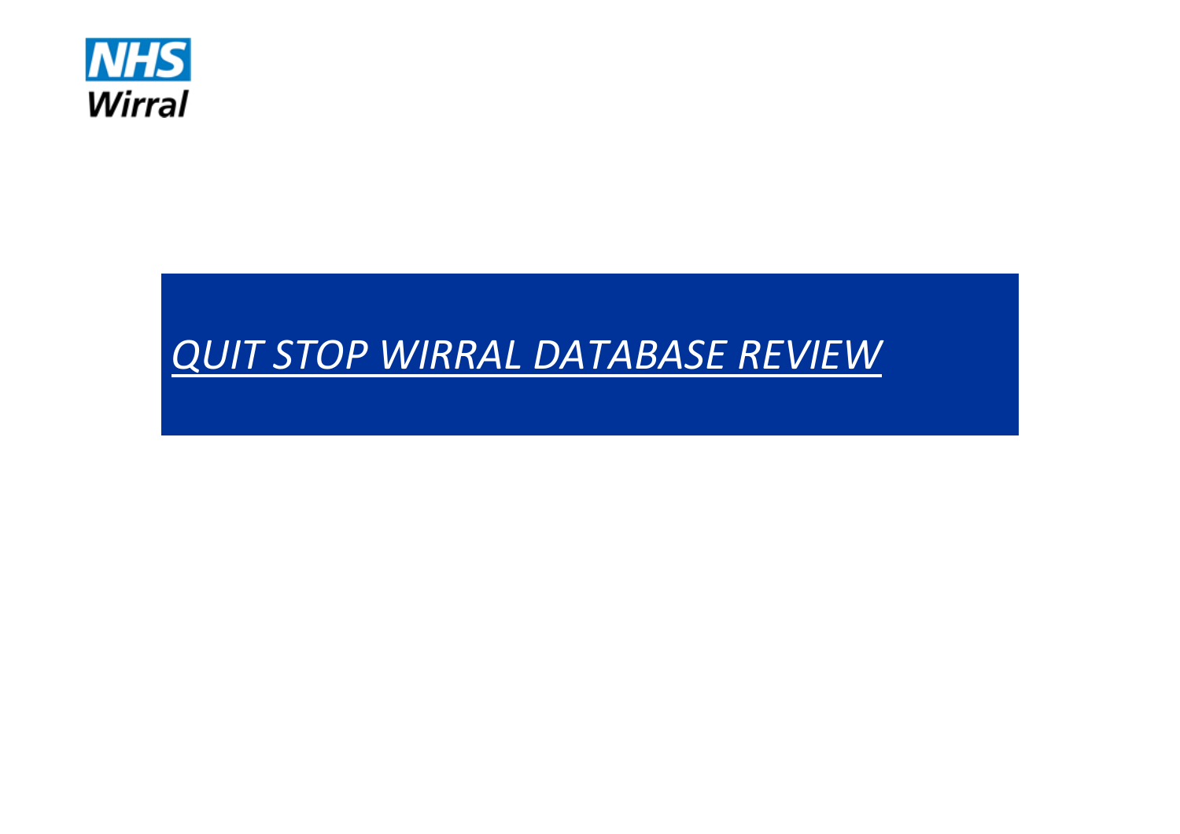NHS
Wirral

# *QUIT STOP WIRRAL DATABASE REVIEW*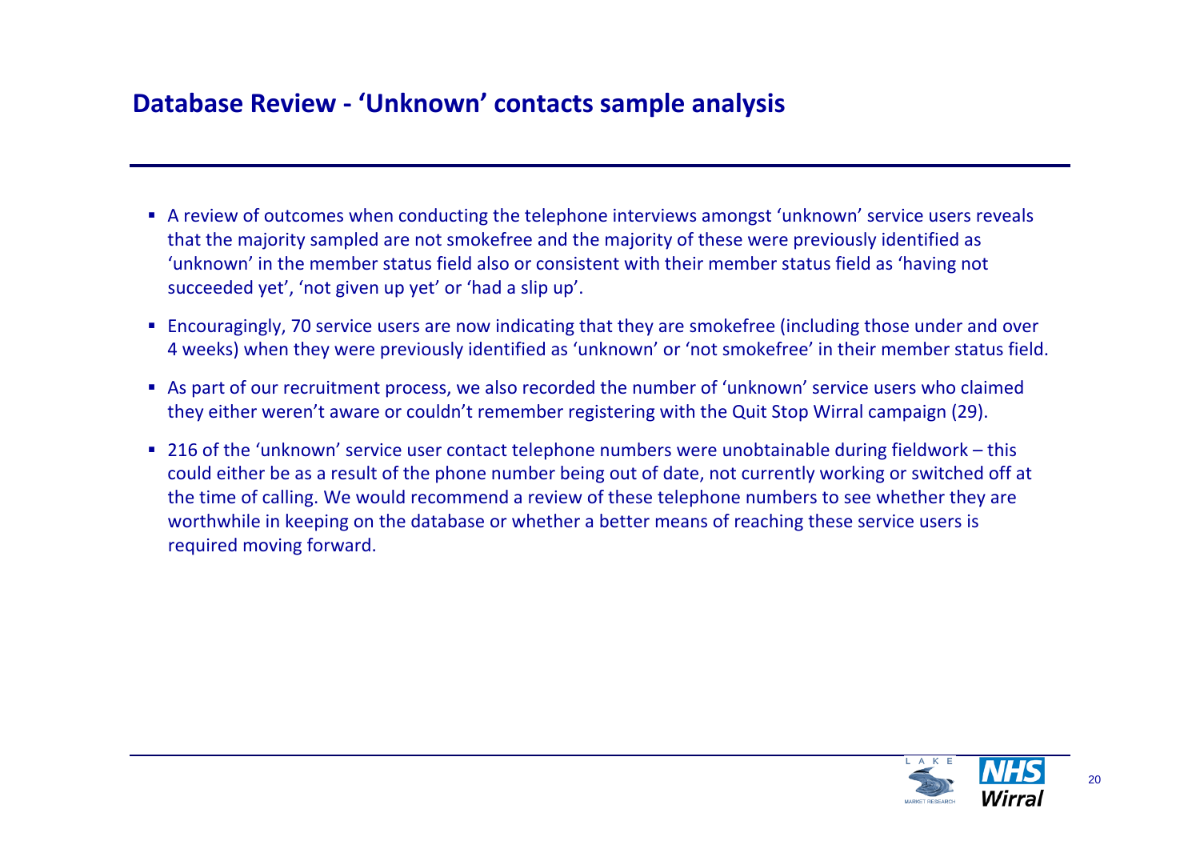## Database Review - 'Unknown' contacts sample analysis

- A review of outcomes when conducting the telephone interviews amongst 'unknown' service users reveals that the majority sampled are not smokefree and the majority of these were previously identified as 'unknown' in the member status field also or consistent with their member status field as 'having not succeeded yet', 'not given up yet' or 'had a slip up'.
- Encouragingly, 70 service users are now indicating that they are smokefree (including those under and over 4 weeks) when they were previously identified as 'unknown' or 'not smokefree' in their member status field.
- As part of our recruitment process, we also recorded the number of 'unknown' service users who claimed they either weren't aware or couldn't remember registering with the Quit Stop Wirral campaign (29).
- 216 of the 'unknown' service user contact telephone numbers were unobtainable during fieldwork – this could either be as a result of the phone number being out of date, not currently working or switched off at the time of calling. We would recommend a review of these telephone numbers to see whether they are worthwhile in keeping on the database or whether a better means of reaching these service users is required moving forward.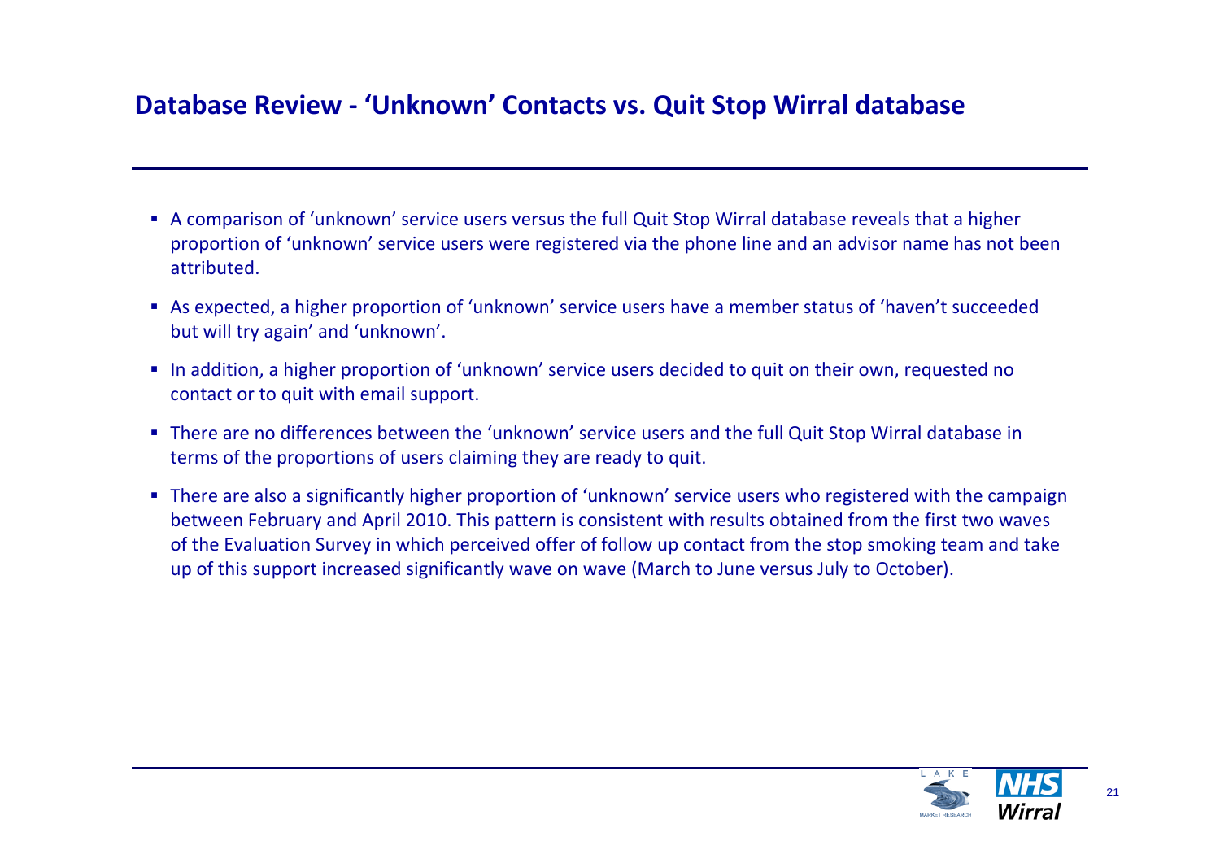## Database Review - 'Unknown' Contacts vs. Quit Stop Wirral database

- A comparison of 'unknown' service users versus the full Quit Stop Wirral database reveals that a higher proportion of 'unknown' service users were registered via the phone line and an advisor name has not been attributed.
- As expected, a higher proportion of 'unknown' service users have a member status of 'haven't succeeded but will try again' and 'unknown'.
- In addition, a higher proportion of 'unknown' service users decided to quit on their own, requested no contact or to quit with email support.
- There are no differences between the 'unknown' service users and the full Quit Stop Wirral database in terms of the proportions of users claiming they are ready to quit.
- There are also a significantly higher proportion of 'unknown' service users who registered with the campaign between February and April 2010. This pattern is consistent with results obtained from the first two waves of the Evaluation Survey in which perceived offer of follow up contact from the stop smoking team and take up of this support increased significantly wave on wave (March to June versus July to October).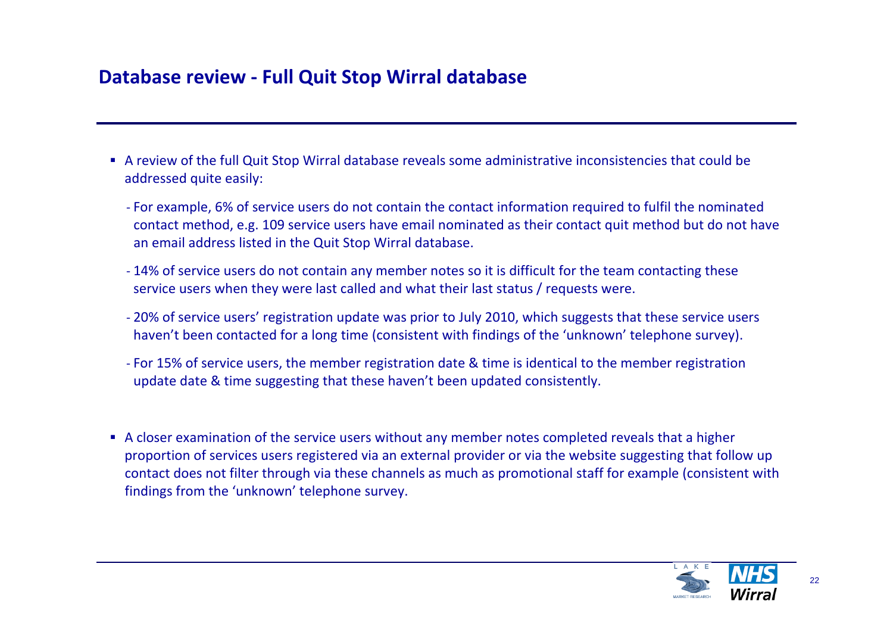## Database review - Full Quit Stop Wirral database

- A review of the full Quit Stop Wirral database reveals some administrative inconsistencies that could be addressed quite easily:
  - For example, 6% of service users do not contain the contact information required to fulfil the nominated contact method, e.g. 109 service users have email nominated as their contact quit method but do not have an email address listed in the Quit Stop Wirral database.
  - 14% of service users do not contain any member notes so it is difficult for the team contacting these service users when they were last called and what their last status / requests were.
  - 20% of service users' registration update was prior to July 2010, which suggests that these service users haven't been contacted for a long time (consistent with findings of the 'unknown' telephone survey).
  - For 15% of service users, the member registration date & time is identical to the member registration update date & time suggesting that these haven't been updated consistently.

- A closer examination of the service users without any member notes completed reveals that a higher proportion of services users registered via an external provider or via the website suggesting that follow up contact does not filter through via these channels as much as promotional staff for example (consistent with findings from the 'unknown' telephone survey.